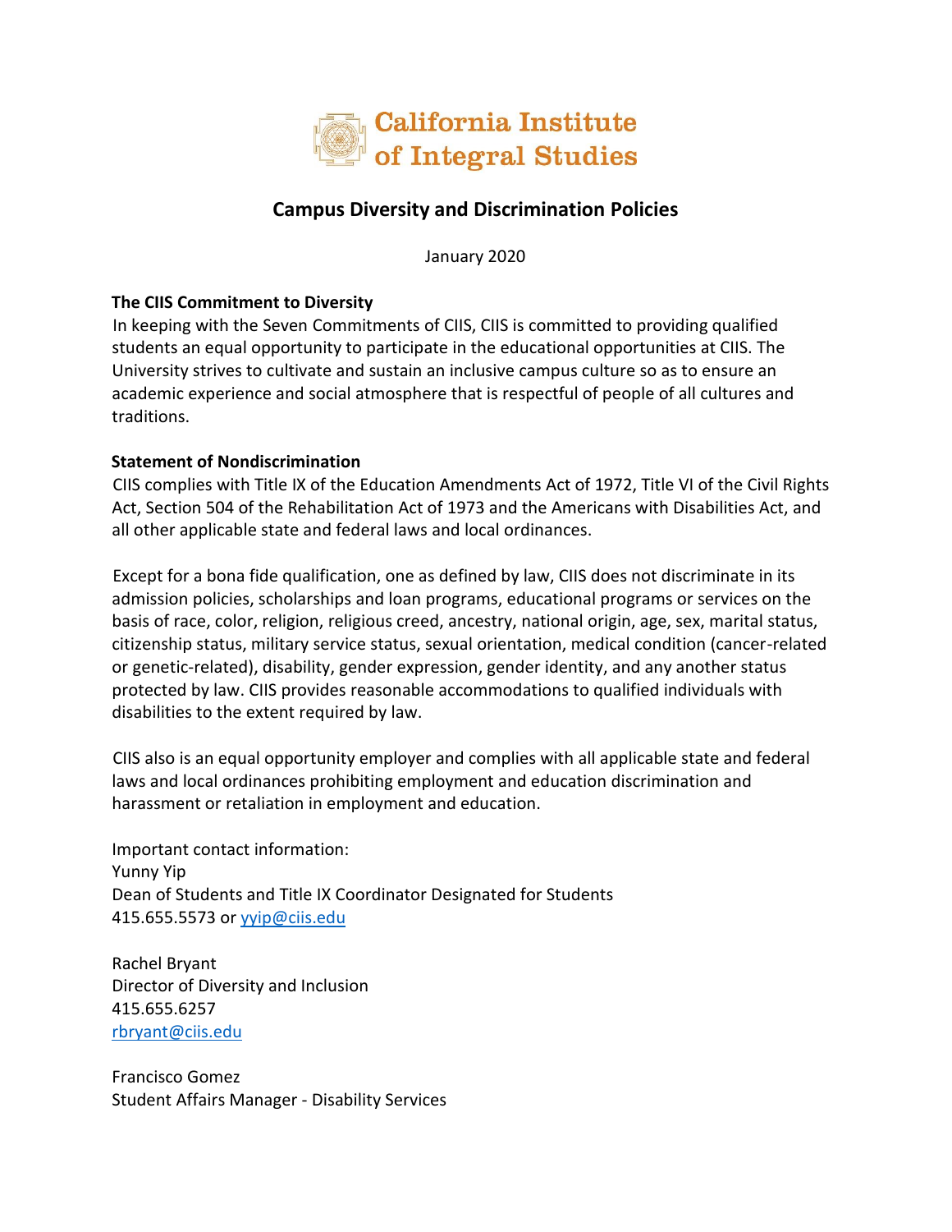California Institute of Integral Studies

# Campus Diversity and Discrimination Policies

January 2020

**The CIIS Commitment to Diversity**

In keeping with the Seven Commitments of CIIS, CIIS is committed to providing qualified students an equal opportunity to participate in the educational opportunities at CIIS. The University strives to cultivate and sustain an inclusive campus culture so as to ensure an academic experience and social atmosphere that is respectful of people of all cultures and traditions.

**Statement of Nondiscrimination**

CIIS complies with Title IX of the Education Amendments Act of 1972, Title VI of the Civil Rights Act, Section 504 of the Rehabilitation Act of 1973 and the Americans with Disabilities Act, and all other applicable state and federal laws and local ordinances.

Except for a bona fide qualification, one as defined by law, CIIS does not discriminate in its admission policies, scholarships and loan programs, educational programs or services on the basis of race, color, religion, religious creed, ancestry, national origin, age, sex, marital status, citizenship status, military service status, sexual orientation, medical condition (cancer-related or genetic-related), disability, gender expression, gender identity, and any another status protected by law. CIIS provides reasonable accommodations to qualified individuals with disabilities to the extent required by law.

CIIS also is an equal opportunity employer and complies with all applicable state and federal laws and local ordinances prohibiting employment and education discrimination and harassment or retaliation in employment and education.

Important contact information:
Yunny Yip
Dean of Students and Title IX Coordinator Designated for Students
415.655.5573 or yyip@ciis.edu

Rachel Bryant
Director of Diversity and Inclusion
415.655.6257
rbryant@ciis.edu

Francisco Gomez
Student Affairs Manager - Disability Services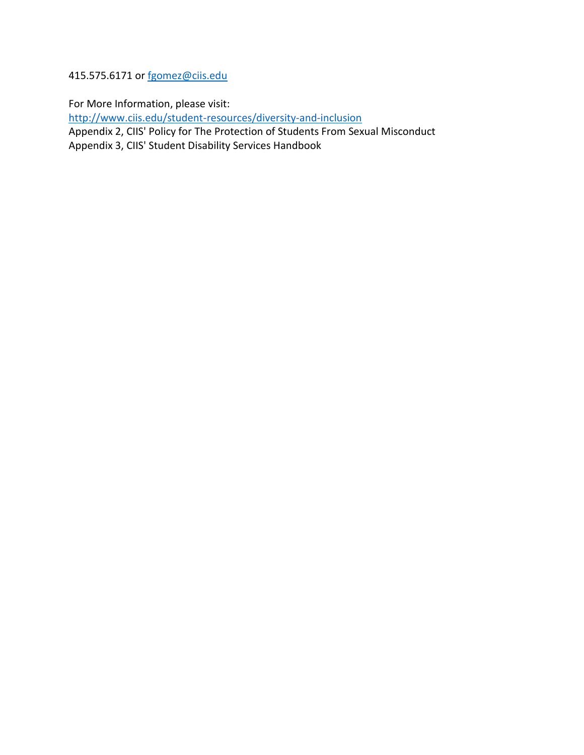415.575.6171 or fgomez@ciis.edu

For More Information, please visit:
http://www.ciis.edu/student-resources/diversity-and-inclusion
Appendix 2, CIIS' Policy for The Protection of Students From Sexual Misconduct
Appendix 3, CIIS' Student Disability Services Handbook